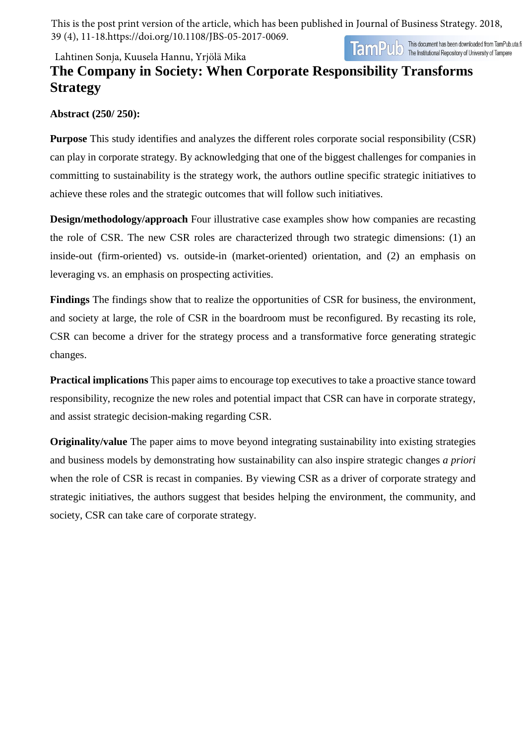This is the post print version of the article, which has been published in Journal of Business Strategy. 2018, 39 (4), 11-18.https://doi.org/10.1108/JBS-05-2017-0069.

Lahtinen Sonja, Kuusela Hannu, Yrjölä Mika

# The Company in Society: When Corporate Responsibility Transforms Strategy

**Abstract (250/ 250):**

**Purpose** This study identifies and analyzes the different roles corporate social responsibility (CSR) can play in corporate strategy. By acknowledging that one of the biggest challenges for companies in committing to sustainability is the strategy work, the authors outline specific strategic initiatives to achieve these roles and the strategic outcomes that will follow such initiatives.

**Design/methodology/approach** Four illustrative case examples show how companies are recasting the role of CSR. The new CSR roles are characterized through two strategic dimensions: (1) an inside-out (firm-oriented) vs. outside-in (market-oriented) orientation, and (2) an emphasis on leveraging vs. an emphasis on prospecting activities.

**Findings** The findings show that to realize the opportunities of CSR for business, the environment, and society at large, the role of CSR in the boardroom must be reconfigured. By recasting its role, CSR can become a driver for the strategy process and a transformative force generating strategic changes.

**Practical implications** This paper aims to encourage top executives to take a proactive stance toward responsibility, recognize the new roles and potential impact that CSR can have in corporate strategy, and assist strategic decision-making regarding CSR.

**Originality/value** The paper aims to move beyond integrating sustainability into existing strategies and business models by demonstrating how sustainability can also inspire strategic changes *a priori* when the role of CSR is recast in companies. By viewing CSR as a driver of corporate strategy and strategic initiatives, the authors suggest that besides helping the environment, the community, and society, CSR can take care of corporate strategy.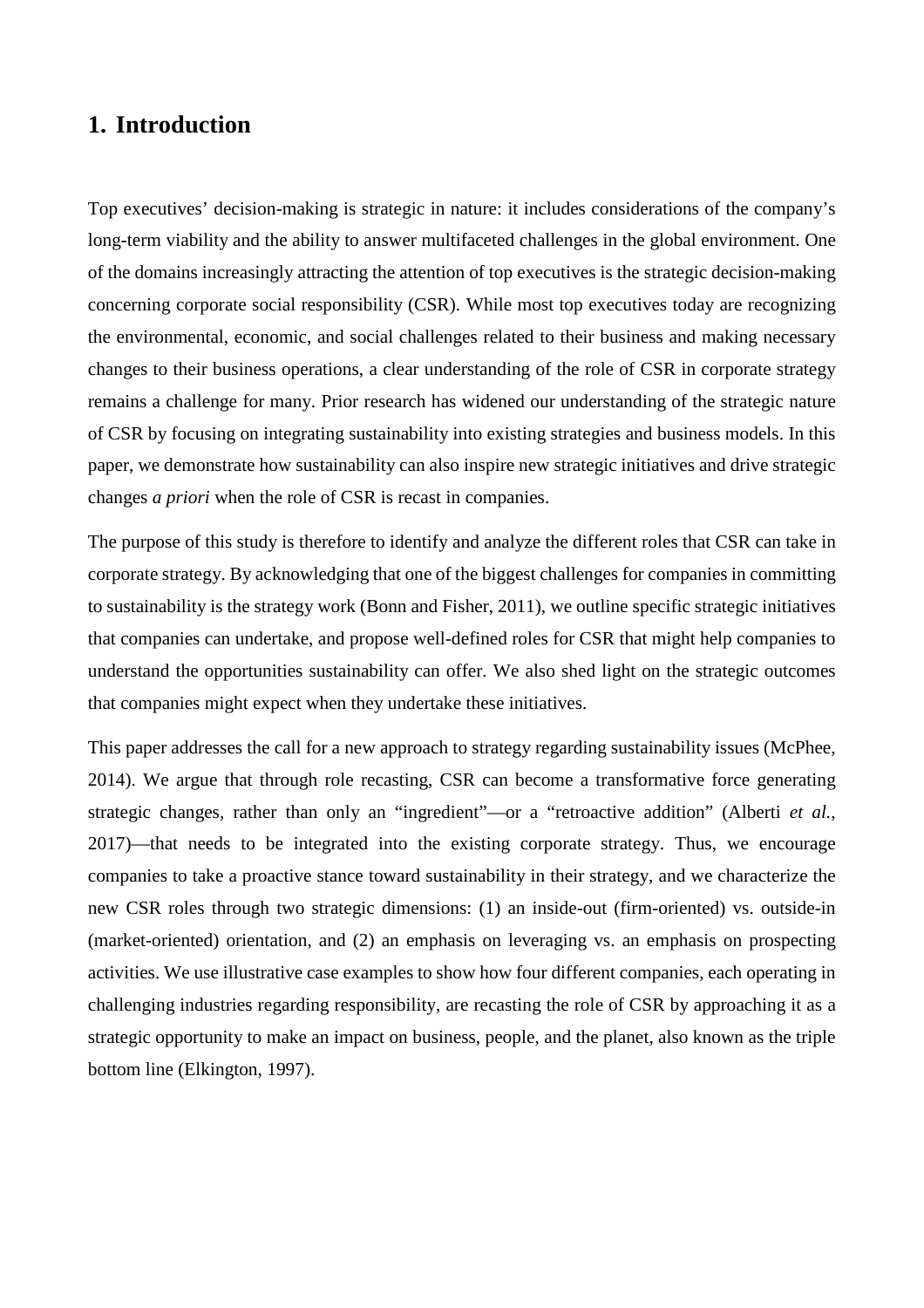# 1. Introduction

Top executives' decision-making is strategic in nature: it includes considerations of the company's long-term viability and the ability to answer multifaceted challenges in the global environment. One of the domains increasingly attracting the attention of top executives is the strategic decision-making concerning corporate social responsibility (CSR). While most top executives today are recognizing the environmental, economic, and social challenges related to their business and making necessary changes to their business operations, a clear understanding of the role of CSR in corporate strategy remains a challenge for many. Prior research has widened our understanding of the strategic nature of CSR by focusing on integrating sustainability into existing strategies and business models. In this paper, we demonstrate how sustainability can also inspire new strategic initiatives and drive strategic changes *a priori* when the role of CSR is recast in companies.

The purpose of this study is therefore to identify and analyze the different roles that CSR can take in corporate strategy. By acknowledging that one of the biggest challenges for companies in committing to sustainability is the strategy work (Bonn and Fisher, 2011), we outline specific strategic initiatives that companies can undertake, and propose well-defined roles for CSR that might help companies to understand the opportunities sustainability can offer. We also shed light on the strategic outcomes that companies might expect when they undertake these initiatives.

This paper addresses the call for a new approach to strategy regarding sustainability issues (McPhee, 2014). We argue that through role recasting, CSR can become a transformative force generating strategic changes, rather than only an "ingredient"—or a "retroactive addition" (Alberti *et al.*, 2017)—that needs to be integrated into the existing corporate strategy. Thus, we encourage companies to take a proactive stance toward sustainability in their strategy, and we characterize the new CSR roles through two strategic dimensions: (1) an inside-out (firm-oriented) vs. outside-in (market-oriented) orientation, and (2) an emphasis on leveraging vs. an emphasis on prospecting activities. We use illustrative case examples to show how four different companies, each operating in challenging industries regarding responsibility, are recasting the role of CSR by approaching it as a strategic opportunity to make an impact on business, people, and the planet, also known as the triple bottom line (Elkington, 1997).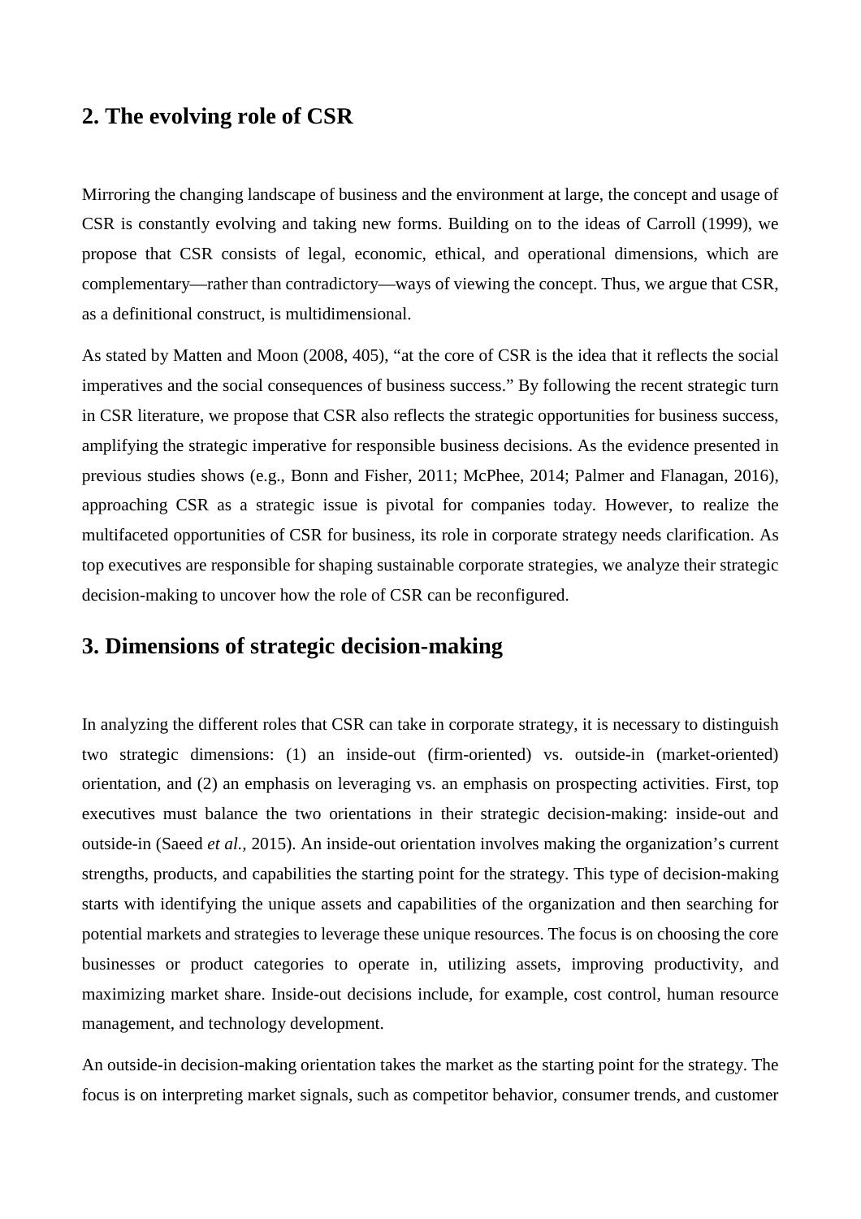## 2. The evolving role of CSR

Mirroring the changing landscape of business and the environment at large, the concept and usage of CSR is constantly evolving and taking new forms. Building on to the ideas of Carroll (1999), we propose that CSR consists of legal, economic, ethical, and operational dimensions, which are complementary—rather than contradictory—ways of viewing the concept. Thus, we argue that CSR, as a definitional construct, is multidimensional.

As stated by Matten and Moon (2008, 405), "at the core of CSR is the idea that it reflects the social imperatives and the social consequences of business success." By following the recent strategic turn in CSR literature, we propose that CSR also reflects the strategic opportunities for business success, amplifying the strategic imperative for responsible business decisions. As the evidence presented in previous studies shows (e.g., Bonn and Fisher, 2011; McPhee, 2014; Palmer and Flanagan, 2016), approaching CSR as a strategic issue is pivotal for companies today. However, to realize the multifaceted opportunities of CSR for business, its role in corporate strategy needs clarification. As top executives are responsible for shaping sustainable corporate strategies, we analyze their strategic decision-making to uncover how the role of CSR can be reconfigured.

## 3. Dimensions of strategic decision-making

In analyzing the different roles that CSR can take in corporate strategy, it is necessary to distinguish two strategic dimensions: (1) an inside-out (firm-oriented) vs. outside-in (market-oriented) orientation, and (2) an emphasis on leveraging vs. an emphasis on prospecting activities. First, top executives must balance the two orientations in their strategic decision-making: inside-out and outside-in (Saeed *et al.*, 2015). An inside-out orientation involves making the organization's current strengths, products, and capabilities the starting point for the strategy. This type of decision-making starts with identifying the unique assets and capabilities of the organization and then searching for potential markets and strategies to leverage these unique resources. The focus is on choosing the core businesses or product categories to operate in, utilizing assets, improving productivity, and maximizing market share. Inside-out decisions include, for example, cost control, human resource management, and technology development.

An outside-in decision-making orientation takes the market as the starting point for the strategy. The focus is on interpreting market signals, such as competitor behavior, consumer trends, and customer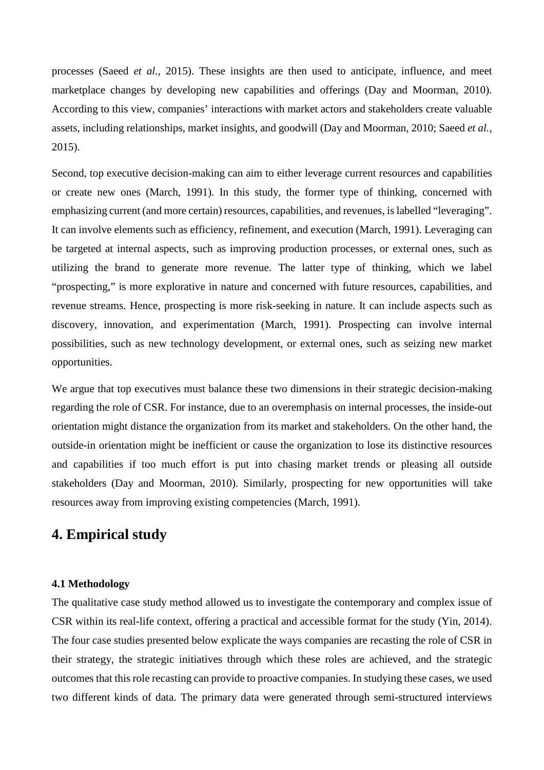processes (Saeed *et al.*, 2015). These insights are then used to anticipate, influence, and meet marketplace changes by developing new capabilities and offerings (Day and Moorman, 2010). According to this view, companies' interactions with market actors and stakeholders create valuable assets, including relationships, market insights, and goodwill (Day and Moorman, 2010; Saeed *et al.*, 2015).

Second, top executive decision-making can aim to either leverage current resources and capabilities or create new ones (March, 1991). In this study, the former type of thinking, concerned with emphasizing current (and more certain) resources, capabilities, and revenues, is labelled "leveraging". It can involve elements such as efficiency, refinement, and execution (March, 1991). Leveraging can be targeted at internal aspects, such as improving production processes, or external ones, such as utilizing the brand to generate more revenue. The latter type of thinking, which we label "prospecting," is more explorative in nature and concerned with future resources, capabilities, and revenue streams. Hence, prospecting is more risk-seeking in nature. It can include aspects such as discovery, innovation, and experimentation (March, 1991). Prospecting can involve internal possibilities, such as new technology development, or external ones, such as seizing new market opportunities.

We argue that top executives must balance these two dimensions in their strategic decision-making regarding the role of CSR. For instance, due to an overemphasis on internal processes, the inside-out orientation might distance the organization from its market and stakeholders. On the other hand, the outside-in orientation might be inefficient or cause the organization to lose its distinctive resources and capabilities if too much effort is put into chasing market trends or pleasing all outside stakeholders (Day and Moorman, 2010). Similarly, prospecting for new opportunities will take resources away from improving existing competencies (March, 1991).

# 4. Empirical study

### 4.1 Methodology

The qualitative case study method allowed us to investigate the contemporary and complex issue of CSR within its real-life context, offering a practical and accessible format for the study (Yin, 2014). The four case studies presented below explicate the ways companies are recasting the role of CSR in their strategy, the strategic initiatives through which these roles are achieved, and the strategic outcomes that this role recasting can provide to proactive companies. In studying these cases, we used two different kinds of data. The primary data were generated through semi-structured interviews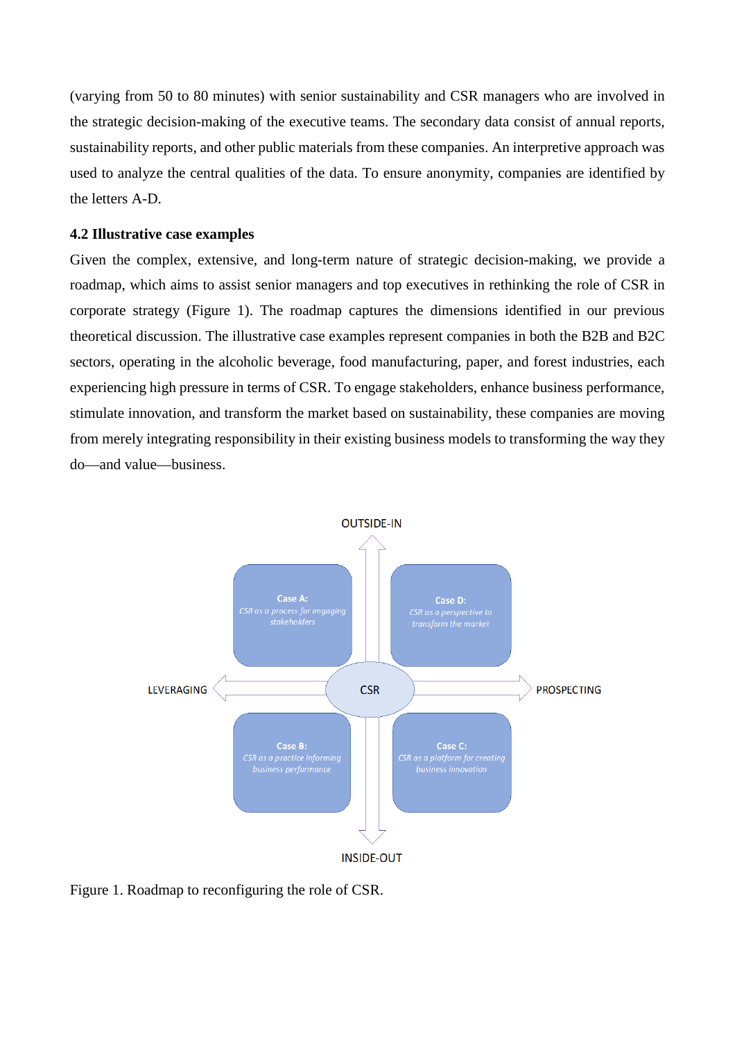(varying from 50 to 80 minutes) with senior sustainability and CSR managers who are involved in the strategic decision-making of the executive teams. The secondary data consist of annual reports, sustainability reports, and other public materials from these companies. An interpretive approach was used to analyze the central qualities of the data. To ensure anonymity, companies are identified by the letters A-D.

### 4.2 Illustrative case examples

Given the complex, extensive, and long-term nature of strategic decision-making, we provide a roadmap, which aims to assist senior managers and top executives in rethinking the role of CSR in corporate strategy (Figure 1). The roadmap captures the dimensions identified in our previous theoretical discussion. The illustrative case examples represent companies in both the B2B and B2C sectors, operating in the alcoholic beverage, food manufacturing, paper, and forest industries, each experiencing high pressure in terms of CSR. To engage stakeholders, enhance business performance, stimulate innovation, and transform the market based on sustainability, these companies are moving from merely integrating responsibility in their existing business models to transforming the way they do—and value—business.

Figure 1. Roadmap to reconfiguring the role of CSR.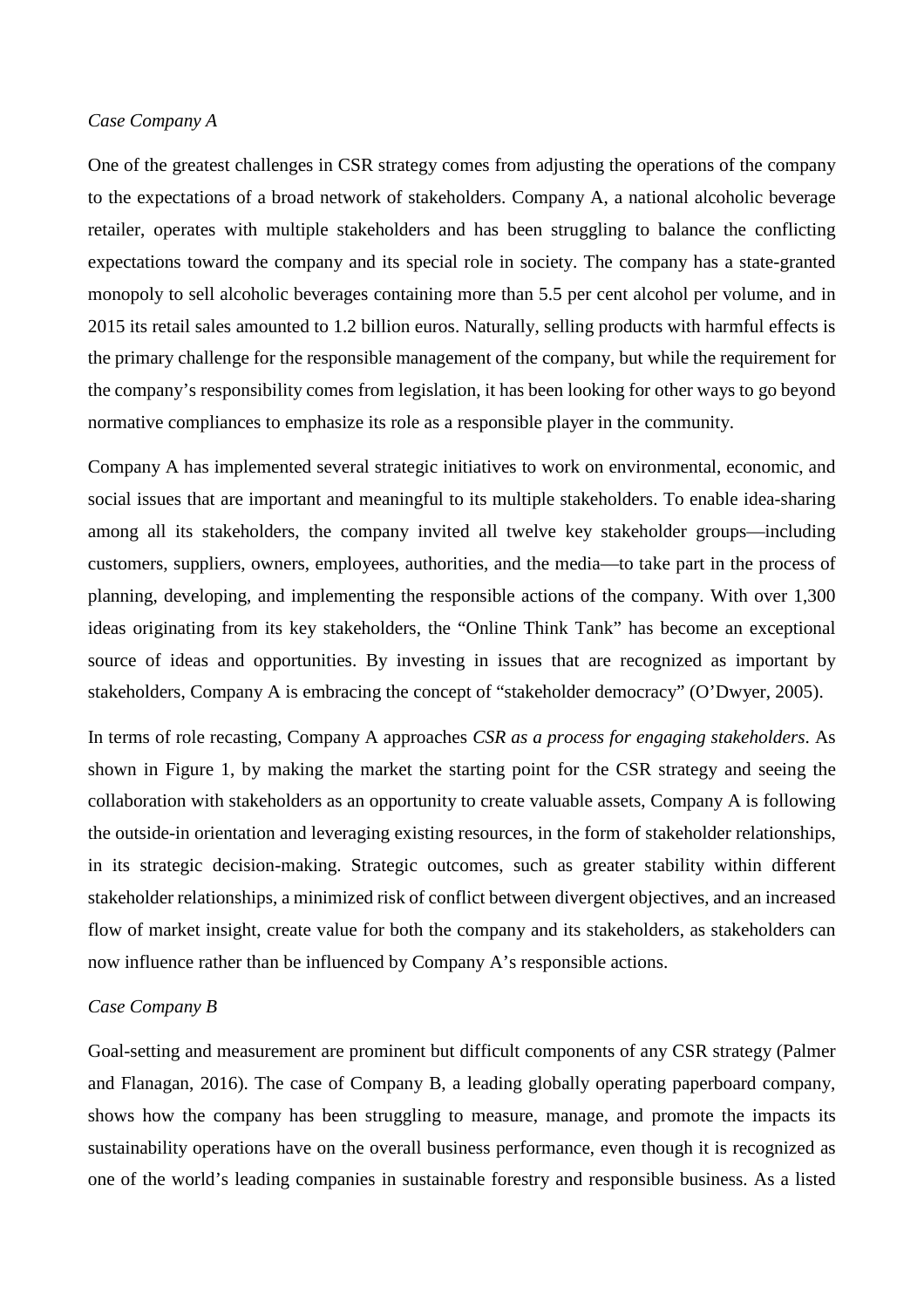*Case Company A*

One of the greatest challenges in CSR strategy comes from adjusting the operations of the company to the expectations of a broad network of stakeholders. Company A, a national alcoholic beverage retailer, operates with multiple stakeholders and has been struggling to balance the conflicting expectations toward the company and its special role in society. The company has a state-granted monopoly to sell alcoholic beverages containing more than 5.5 per cent alcohol per volume, and in 2015 its retail sales amounted to 1.2 billion euros. Naturally, selling products with harmful effects is the primary challenge for the responsible management of the company, but while the requirement for the company's responsibility comes from legislation, it has been looking for other ways to go beyond normative compliances to emphasize its role as a responsible player in the community.

Company A has implemented several strategic initiatives to work on environmental, economic, and social issues that are important and meaningful to its multiple stakeholders. To enable idea-sharing among all its stakeholders, the company invited all twelve key stakeholder groups—including customers, suppliers, owners, employees, authorities, and the media—to take part in the process of planning, developing, and implementing the responsible actions of the company. With over 1,300 ideas originating from its key stakeholders, the "Online Think Tank" has become an exceptional source of ideas and opportunities. By investing in issues that are recognized as important by stakeholders, Company A is embracing the concept of "stakeholder democracy" (O'Dwyer, 2005).

In terms of role recasting, Company A approaches *CSR as a process for engaging stakeholders*. As shown in Figure 1, by making the market the starting point for the CSR strategy and seeing the collaboration with stakeholders as an opportunity to create valuable assets, Company A is following the outside-in orientation and leveraging existing resources, in the form of stakeholder relationships, in its strategic decision-making. Strategic outcomes, such as greater stability within different stakeholder relationships, a minimized risk of conflict between divergent objectives, and an increased flow of market insight, create value for both the company and its stakeholders, as stakeholders can now influence rather than be influenced by Company A's responsible actions.

*Case Company B*

Goal-setting and measurement are prominent but difficult components of any CSR strategy (Palmer and Flanagan, 2016). The case of Company B, a leading globally operating paperboard company, shows how the company has been struggling to measure, manage, and promote the impacts its sustainability operations have on the overall business performance, even though it is recognized as one of the world's leading companies in sustainable forestry and responsible business. As a listed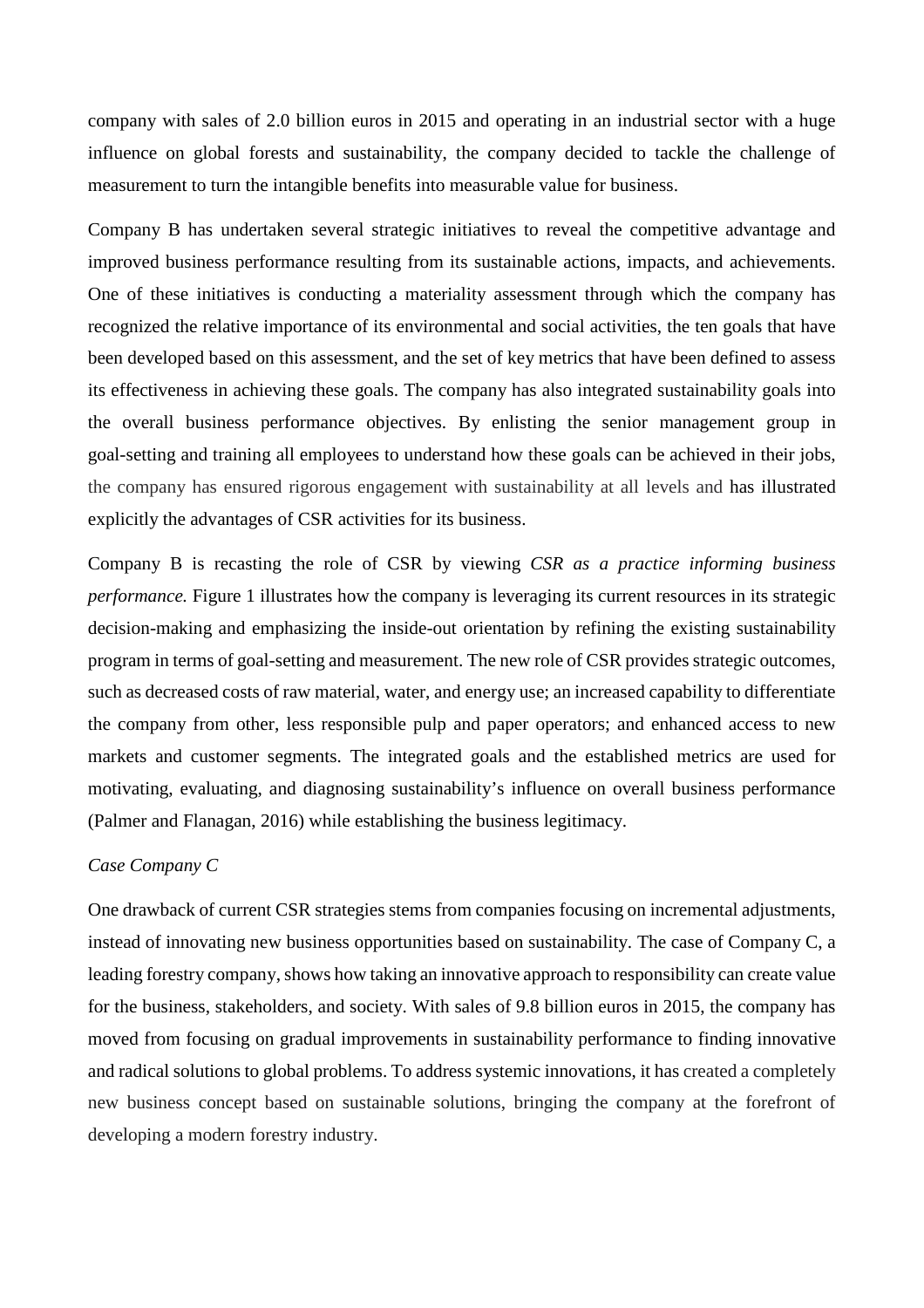company with sales of 2.0 billion euros in 2015 and operating in an industrial sector with a huge influence on global forests and sustainability, the company decided to tackle the challenge of measurement to turn the intangible benefits into measurable value for business.

Company B has undertaken several strategic initiatives to reveal the competitive advantage and improved business performance resulting from its sustainable actions, impacts, and achievements. One of these initiatives is conducting a materiality assessment through which the company has recognized the relative importance of its environmental and social activities, the ten goals that have been developed based on this assessment, and the set of key metrics that have been defined to assess its effectiveness in achieving these goals. The company has also integrated sustainability goals into the overall business performance objectives. By enlisting the senior management group in goal-setting and training all employees to understand how these goals can be achieved in their jobs, the company has ensured rigorous engagement with sustainability at all levels and has illustrated explicitly the advantages of CSR activities for its business.

Company B is recasting the role of CSR by viewing *CSR as a practice informing business performance.* Figure 1 illustrates how the company is leveraging its current resources in its strategic decision-making and emphasizing the inside-out orientation by refining the existing sustainability program in terms of goal-setting and measurement. The new role of CSR provides strategic outcomes, such as decreased costs of raw material, water, and energy use; an increased capability to differentiate the company from other, less responsible pulp and paper operators; and enhanced access to new markets and customer segments. The integrated goals and the established metrics are used for motivating, evaluating, and diagnosing sustainability's influence on overall business performance (Palmer and Flanagan, 2016) while establishing the business legitimacy.

*Case Company C*

One drawback of current CSR strategies stems from companies focusing on incremental adjustments, instead of innovating new business opportunities based on sustainability. The case of Company C, a leading forestry company, shows how taking an innovative approach to responsibility can create value for the business, stakeholders, and society. With sales of 9.8 billion euros in 2015, the company has moved from focusing on gradual improvements in sustainability performance to finding innovative and radical solutions to global problems. To address systemic innovations, it has created a completely new business concept based on sustainable solutions, bringing the company at the forefront of developing a modern forestry industry.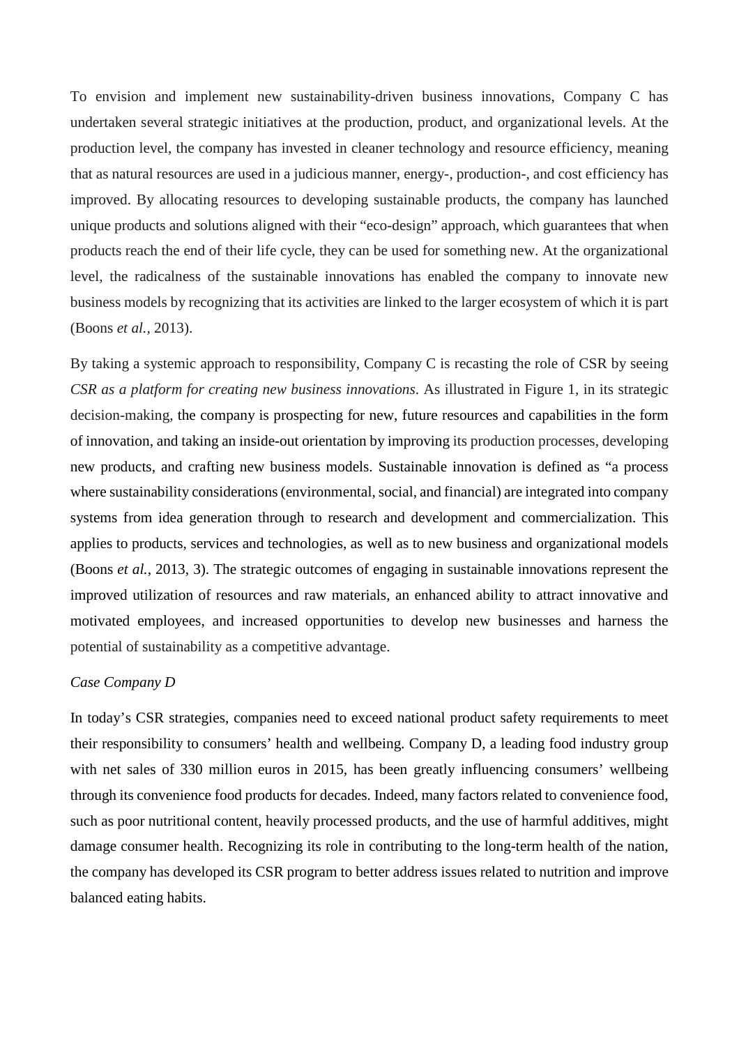To envision and implement new sustainability-driven business innovations, Company C has undertaken several strategic initiatives at the production, product, and organizational levels. At the production level, the company has invested in cleaner technology and resource efficiency, meaning that as natural resources are used in a judicious manner, energy-, production-, and cost efficiency has improved. By allocating resources to developing sustainable products, the company has launched unique products and solutions aligned with their "eco-design" approach, which guarantees that when products reach the end of their life cycle, they can be used for something new. At the organizational level, the radicalness of the sustainable innovations has enabled the company to innovate new business models by recognizing that its activities are linked to the larger ecosystem of which it is part (Boons *et al.*, 2013).

By taking a systemic approach to responsibility, Company C is recasting the role of CSR by seeing *CSR as a platform for creating new business innovations*. As illustrated in Figure 1, in its strategic decision-making, the company is prospecting for new, future resources and capabilities in the form of innovation, and taking an inside-out orientation by improving its production processes, developing new products, and crafting new business models. Sustainable innovation is defined as "a process where sustainability considerations (environmental, social, and financial) are integrated into company systems from idea generation through to research and development and commercialization. This applies to products, services and technologies, as well as to new business and organizational models (Boons *et al.*, 2013, 3). The strategic outcomes of engaging in sustainable innovations represent the improved utilization of resources and raw materials, an enhanced ability to attract innovative and motivated employees, and increased opportunities to develop new businesses and harness the potential of sustainability as a competitive advantage.

*Case Company D*

In today's CSR strategies, companies need to exceed national product safety requirements to meet their responsibility to consumers' health and wellbeing. Company D, a leading food industry group with net sales of 330 million euros in 2015, has been greatly influencing consumers' wellbeing through its convenience food products for decades. Indeed, many factors related to convenience food, such as poor nutritional content, heavily processed products, and the use of harmful additives, might damage consumer health. Recognizing its role in contributing to the long-term health of the nation, the company has developed its CSR program to better address issues related to nutrition and improve balanced eating habits.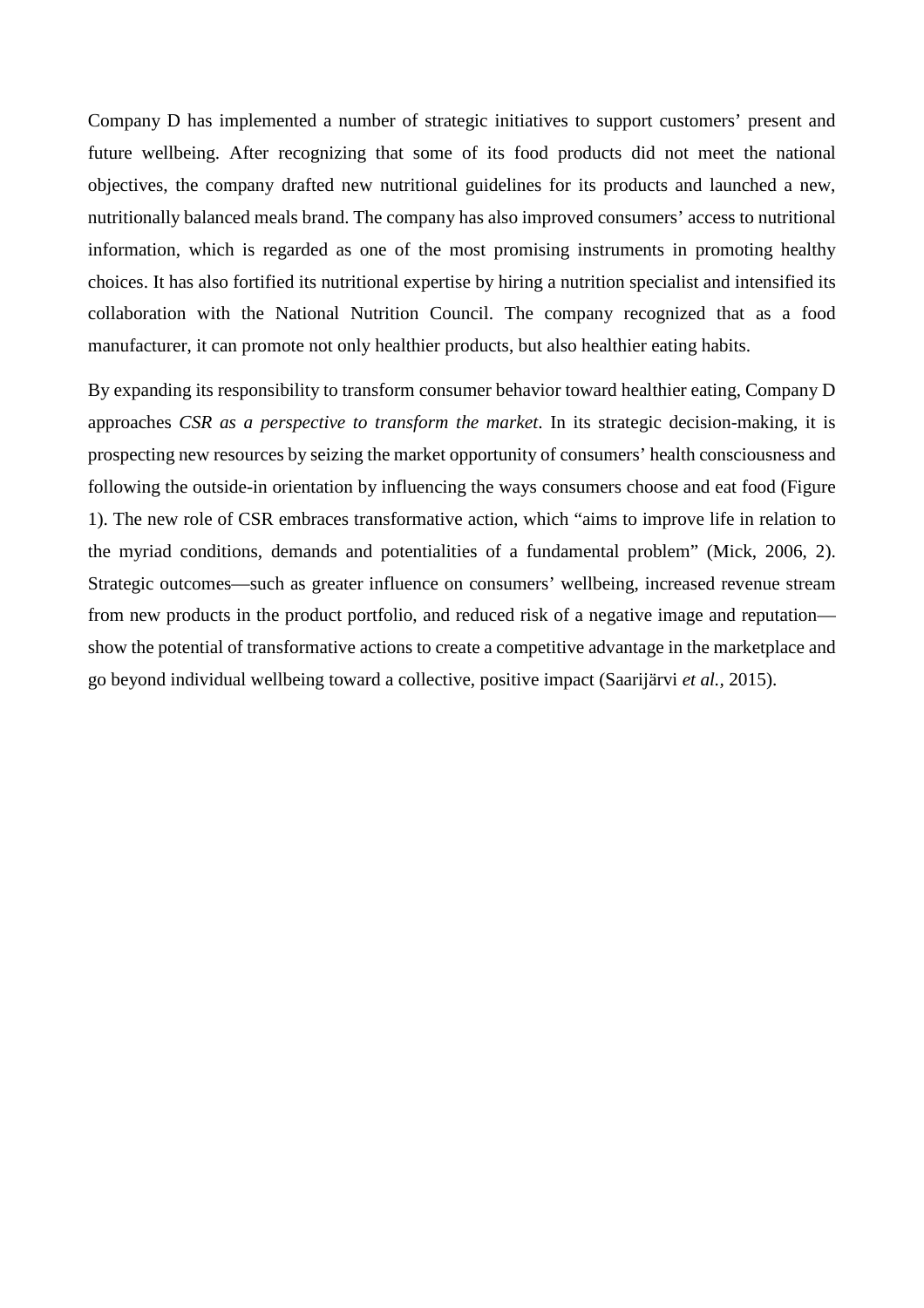Company D has implemented a number of strategic initiatives to support customers' present and future wellbeing. After recognizing that some of its food products did not meet the national objectives, the company drafted new nutritional guidelines for its products and launched a new, nutritionally balanced meals brand. The company has also improved consumers' access to nutritional information, which is regarded as one of the most promising instruments in promoting healthy choices. It has also fortified its nutritional expertise by hiring a nutrition specialist and intensified its collaboration with the National Nutrition Council. The company recognized that as a food manufacturer, it can promote not only healthier products, but also healthier eating habits.

By expanding its responsibility to transform consumer behavior toward healthier eating, Company D approaches *CSR as a perspective to transform the market*. In its strategic decision-making, it is prospecting new resources by seizing the market opportunity of consumers' health consciousness and following the outside-in orientation by influencing the ways consumers choose and eat food (Figure 1). The new role of CSR embraces transformative action, which "aims to improve life in relation to the myriad conditions, demands and potentialities of a fundamental problem" (Mick, 2006, 2). Strategic outcomes—such as greater influence on consumers' wellbeing, increased revenue stream from new products in the product portfolio, and reduced risk of a negative image and reputation—show the potential of transformative actions to create a competitive advantage in the marketplace and go beyond individual wellbeing toward a collective, positive impact (Saarijärvi *et al.*, 2015).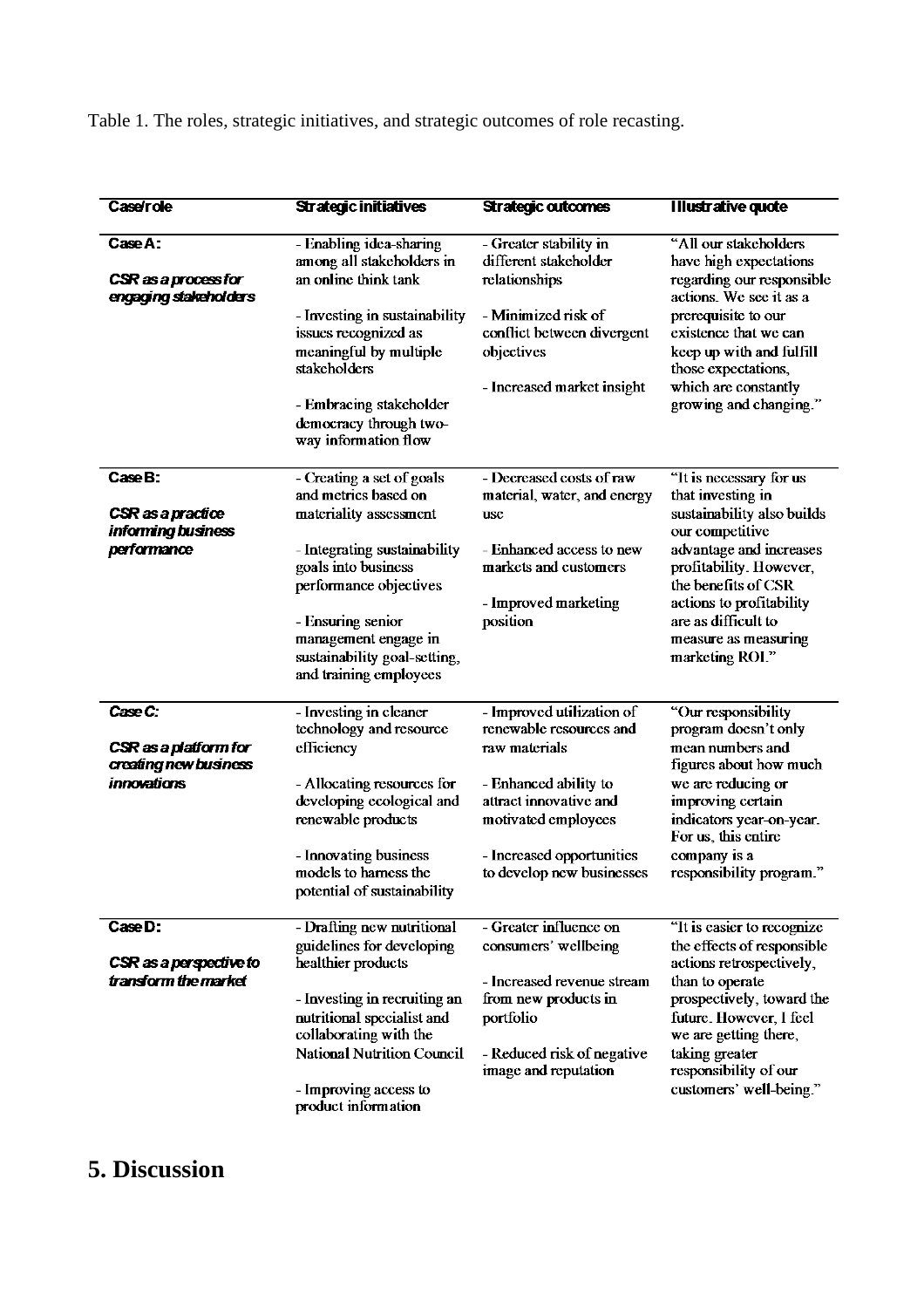Table 1. The roles, strategic initiatives, and strategic outcomes of role recasting.

| Case/role | Strategic initiatives | Strategic outcomes | Illustrative quote |
|---|---|---|---|
| **Case A:** *CSR as a process for engaging stakeholders* | - Enabling idea-sharing among all stakeholders in an online think tank<br>- Investing in sustainability issues recognized as meaningful by multiple stakeholders<br>- Embracing stakeholder democracy through two-way information flow | - Greater stability in different stakeholder relationships<br>- Minimized risk of conflict between divergent objectives<br>- Increased market insight | "All our stakeholders have high expectations regarding our responsible actions. We see it as a prerequisite to our existence that we can keep up with and fulfill those expectations, which are constantly growing and changing." |
| **Case B:** *CSR as a practice informing business performance* | - Creating a set of goals and metrics based on materiality assessment<br>- Integrating sustainability goals into business performance objectives<br>- Ensuring senior management engage in sustainability goal-setting, and training employees | - Decreased costs of raw material, water, and energy use<br>- Enhanced access to new markets and customers<br>- Improved marketing position | "It is necessary for us that investing in sustainability also builds our competitive advantage and increases profitability. However, the benefits of CSR actions to profitability are as difficult to measure as measuring marketing ROI." |
| **Case C:** *CSR as a platform for creating new business innovations* | - Investing in cleaner technology and resource efficiency<br>- Allocating resources for developing ecological and renewable products<br>- Innovating business models to harness the potential of sustainability | - Improved utilization of renewable resources and raw materials<br>- Enhanced ability to attract innovative and motivated employees<br>- Increased opportunities to develop new businesses | "Our responsibility program doesn't only mean numbers and figures about how much we are reducing or improving certain indicators year-on-year. For us, this entire company is a responsibility program." |
| **Case D:** *CSR as a perspective to transform the market* | - Drafting new nutritional guidelines for developing healthier products<br>- Investing in recruiting an nutritional specialist and collaborating with the National Nutrition Council<br>- Improving access to product information | - Greater influence on consumers' wellbeing<br>- Increased revenue stream from new products in portfolio<br>- Reduced risk of negative image and reputation | "It is easier to recognize the effects of responsible actions retrospectively, than to operate prospectively, toward the future. However, I feel we are getting there, taking greater responsibility of our customers' well-being." |

# 5. Discussion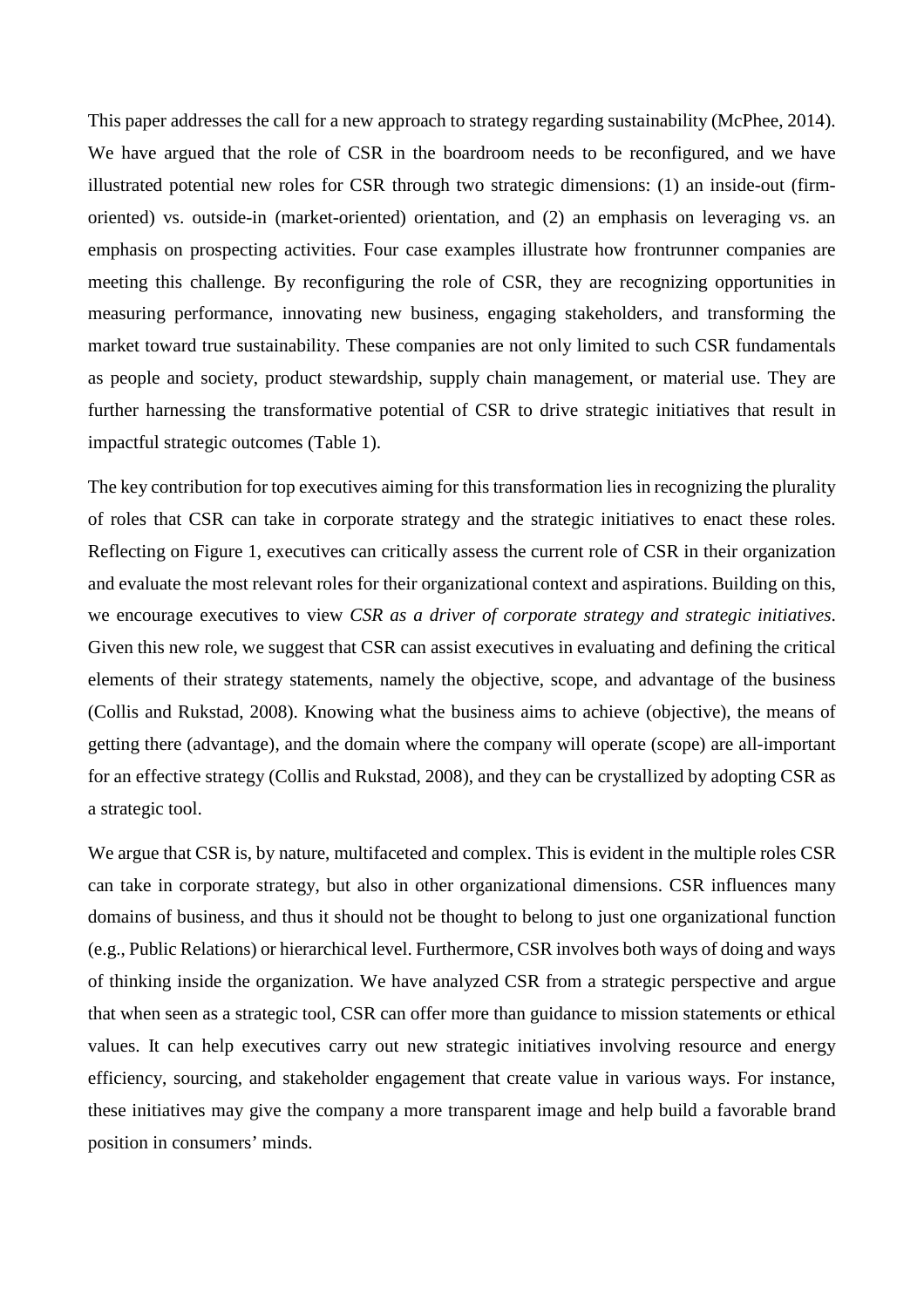This paper addresses the call for a new approach to strategy regarding sustainability (McPhee, 2014). We have argued that the role of CSR in the boardroom needs to be reconfigured, and we have illustrated potential new roles for CSR through two strategic dimensions: (1) an inside-out (firm-oriented) vs. outside-in (market-oriented) orientation, and (2) an emphasis on leveraging vs. an emphasis on prospecting activities. Four case examples illustrate how frontrunner companies are meeting this challenge. By reconfiguring the role of CSR, they are recognizing opportunities in measuring performance, innovating new business, engaging stakeholders, and transforming the market toward true sustainability. These companies are not only limited to such CSR fundamentals as people and society, product stewardship, supply chain management, or material use. They are further harnessing the transformative potential of CSR to drive strategic initiatives that result in impactful strategic outcomes (Table 1).

The key contribution for top executives aiming for this transformation lies in recognizing the plurality of roles that CSR can take in corporate strategy and the strategic initiatives to enact these roles. Reflecting on Figure 1, executives can critically assess the current role of CSR in their organization and evaluate the most relevant roles for their organizational context and aspirations. Building on this, we encourage executives to view *CSR as a driver of corporate strategy and strategic initiatives*. Given this new role, we suggest that CSR can assist executives in evaluating and defining the critical elements of their strategy statements, namely the objective, scope, and advantage of the business (Collis and Rukstad, 2008). Knowing what the business aims to achieve (objective), the means of getting there (advantage), and the domain where the company will operate (scope) are all-important for an effective strategy (Collis and Rukstad, 2008), and they can be crystallized by adopting CSR as a strategic tool.

We argue that CSR is, by nature, multifaceted and complex. This is evident in the multiple roles CSR can take in corporate strategy, but also in other organizational dimensions. CSR influences many domains of business, and thus it should not be thought to belong to just one organizational function (e.g., Public Relations) or hierarchical level. Furthermore, CSR involves both ways of doing and ways of thinking inside the organization. We have analyzed CSR from a strategic perspective and argue that when seen as a strategic tool, CSR can offer more than guidance to mission statements or ethical values. It can help executives carry out new strategic initiatives involving resource and energy efficiency, sourcing, and stakeholder engagement that create value in various ways. For instance, these initiatives may give the company a more transparent image and help build a favorable brand position in consumers' minds.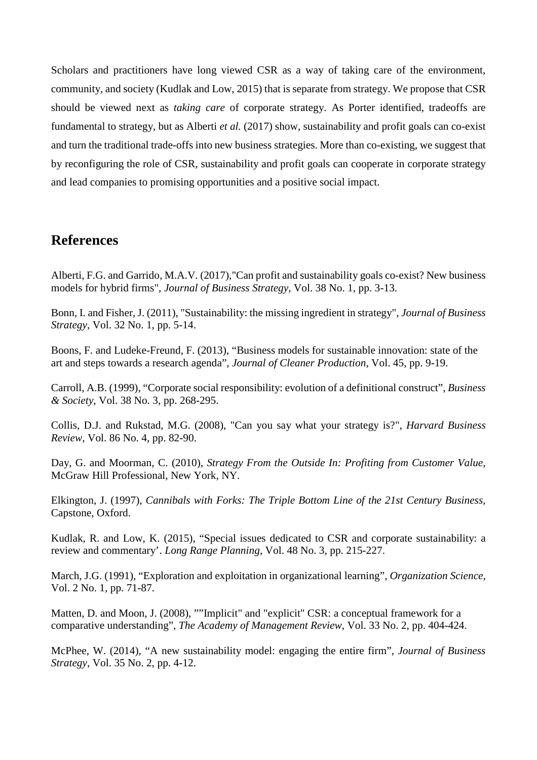Scholars and practitioners have long viewed CSR as a way of taking care of the environment, community, and society (Kudlak and Low, 2015) that is separate from strategy. We propose that CSR should be viewed next as *taking care* of corporate strategy. As Porter identified, tradeoffs are fundamental to strategy, but as Alberti *et al.* (2017) show, sustainability and profit goals can co-exist and turn the traditional trade-offs into new business strategies. More than co-existing, we suggest that by reconfiguring the role of CSR, sustainability and profit goals can cooperate in corporate strategy and lead companies to promising opportunities and a positive social impact.

## References

Alberti, F.G. and Garrido, M.A.V. (2017),"Can profit and sustainability goals co-exist? New business models for hybrid firms", *Journal of Business Strategy*, Vol. 38 No. 1, pp. 3-13.

Bonn, I. and Fisher, J. (2011), "Sustainability: the missing ingredient in strategy", *Journal of Business Strategy*, Vol. 32 No. 1, pp. 5-14.

Boons, F. and Ludeke-Freund, F. (2013), "Business models for sustainable innovation: state of the art and steps towards a research agenda", *Journal of Cleaner Production*, Vol. 45, pp. 9-19.

Carroll, A.B. (1999), "Corporate social responsibility: evolution of a definitional construct", *Business & Society*, Vol. 38 No. 3, pp. 268-295.

Collis, D.J. and Rukstad, M.G. (2008), "Can you say what your strategy is?", *Harvard Business Review*, Vol. 86 No. 4, pp. 82-90.

Day, G. and Moorman, C. (2010), *Strategy From the Outside In: Profiting from Customer Value*, McGraw Hill Professional, New York, NY.

Elkington, J. (1997), *Cannibals with Forks: The Triple Bottom Line of the 21st Century Business*, Capstone, Oxford.

Kudlak, R. and Low, K. (2015), "Special issues dedicated to CSR and corporate sustainability: a review and commentary'. *Long Range Planning*, Vol. 48 No. 3, pp. 215-227.

March, J.G. (1991), "Exploration and exploitation in organizational learning", *Organization Science*, Vol. 2 No. 1, pp. 71-87.

Matten, D. and Moon, J. (2008), ""Implicit" and "explicit" CSR: a conceptual framework for a comparative understanding", *The Academy of Management Review*, Vol. 33 No. 2, pp. 404-424.

McPhee, W. (2014), "A new sustainability model: engaging the entire firm", *Journal of Business Strategy*, Vol. 35 No. 2, pp. 4-12.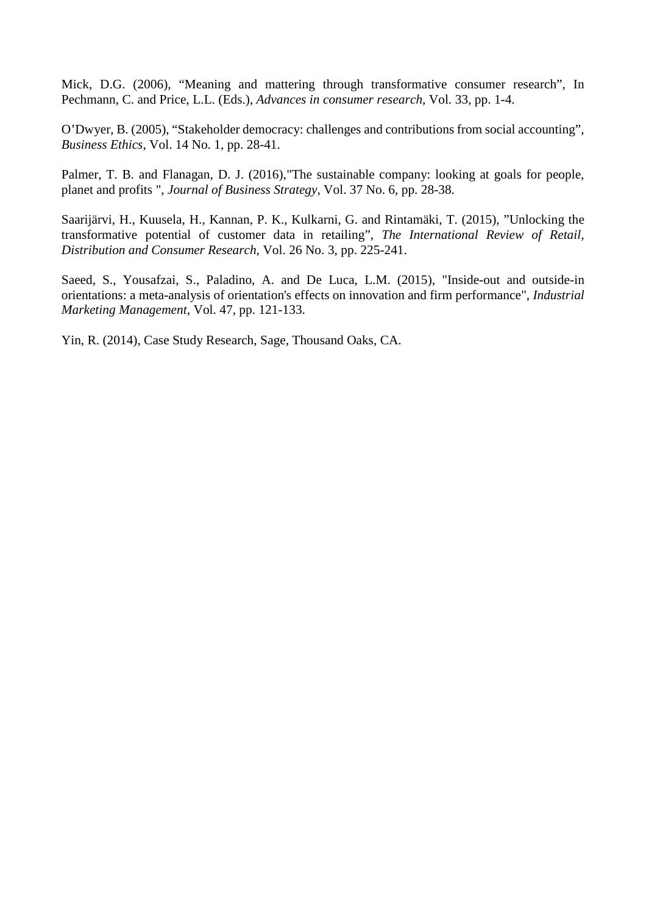Mick, D.G. (2006), “Meaning and mattering through transformative consumer research”, In Pechmann, C. and Price, L.L. (Eds.), *Advances in consumer research*, Vol. 33, pp. 1-4.

O’Dwyer, B. (2005), “Stakeholder democracy: challenges and contributions from social accounting”, *Business Ethics*, Vol. 14 No. 1, pp. 28-41.

Palmer, T. B. and Flanagan, D. J. (2016),"The sustainable company: looking at goals for people, planet and profits ", *Journal of Business Strategy*, Vol. 37 No. 6, pp. 28-38.

Saarijärvi, H., Kuusela, H., Kannan, P. K., Kulkarni, G. and Rintamäki, T. (2015), ”Unlocking the transformative potential of customer data in retailing”, *The International Review of Retail, Distribution and Consumer Research*, Vol. 26 No. 3, pp. 225-241.

Saeed, S., Yousafzai, S., Paladino, A. and De Luca, L.M. (2015), "Inside-out and outside-in orientations: a meta-analysis of orientation's effects on innovation and firm performance", *Industrial Marketing Management*, Vol. 47, pp. 121-133.

Yin, R. (2014), Case Study Research, Sage, Thousand Oaks, CA.